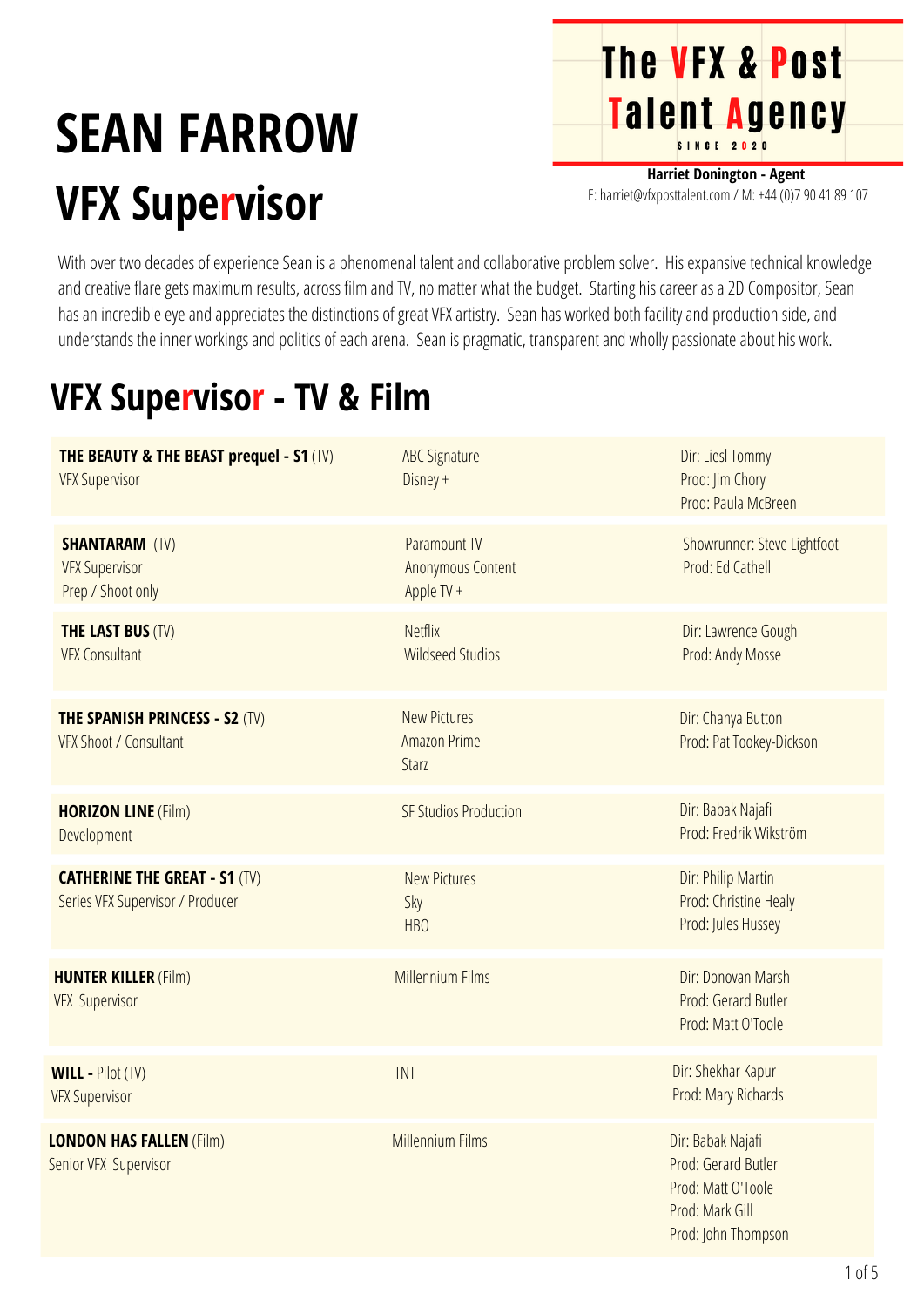# SEAN FARROW

## VFX Supervisor

**The VFX & Post Talent Agency**
SINCE 2020

**Harriet Donington - Agent**
E: harriet@vfxposttalent.com / M: +44 (0)7 90 41 89 107

With over two decades of experience Sean is a phenomenal talent and collaborative problem solver. His expansive technical knowledge and creative flare gets maximum results, across film and TV, no matter what the budget. Starting his career as a 2D Compositor, Sean has an incredible eye and appreciates the distinctions of great VFX artistry. Sean has worked both facility and production side, and understands the inner workings and politics of each arena. Sean is pragmatic, transparent and wholly passionate about his work.

## VFX Supervisor - TV & Film

| Project | Company | Credits |
|---|---|---|
| **THE BEAUTY & THE BEAST prequel - S1** (TV)<br>VFX Supervisor | ABC Signature<br>Disney + | Dir: Liesl Tommy<br>Prod: Jim Chory<br>Prod: Paula McBreen |
| **SHANTARAM** (TV)<br>VFX Supervisor<br>Prep / Shoot only | Paramount TV<br>Anonymous Content<br>Apple TV + | Showrunner: Steve Lightfoot<br>Prod: Ed Cathell |
| **THE LAST BUS** (TV)<br>VFX Consultant | Netflix<br>Wildseed Studios | Dir: Lawrence Gough<br>Prod: Andy Mosse |
| **THE SPANISH PRINCESS - S2** (TV)<br>VFX Shoot / Consultant | New Pictures<br>Amazon Prime<br>Starz | Dir: Chanya Button<br>Prod: Pat Tookey-Dickson |
| **HORIZON LINE** (Film)<br>Development | SF Studios Production | Dir: Babak Najafi<br>Prod: Fredrik Wikström |
| **CATHERINE THE GREAT - S1** (TV)<br>Series VFX Supervisor / Producer | New Pictures<br>Sky<br>HBO | Dir: Philip Martin<br>Prod: Christine Healy<br>Prod: Jules Hussey |
| **HUNTER KILLER** (Film)<br>VFX Supervisor | Millennium Films | Dir: Donovan Marsh<br>Prod: Gerard Butler<br>Prod: Matt O'Toole |
| **WILL -** Pilot (TV)<br>VFX Supervisor | TNT | Dir: Shekhar Kapur<br>Prod: Mary Richards |
| **LONDON HAS FALLEN** (Film)<br>Senior VFX Supervisor | Millennium Films | Dir: Babak Najafi<br>Prod: Gerard Butler<br>Prod: Matt O'Toole<br>Prod: Mark Gill<br>Prod: John Thompson |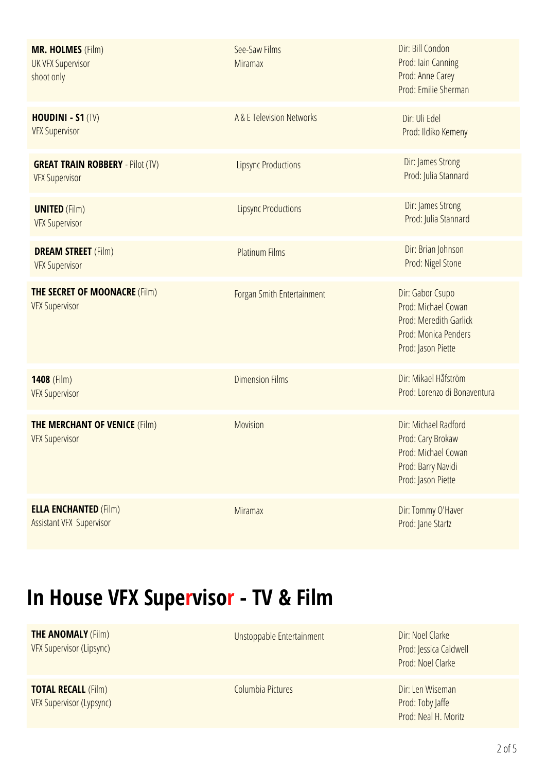| Project | Production Company | Credits |
| --- | --- | --- |
| **MR. HOLMES** (Film)<br>UK VFX Supervisor<br>shoot only | See-Saw Films<br>Miramax | Dir: Bill Condon<br>Prod: Iain Canning<br>Prod: Anne Carey<br>Prod: Emilie Sherman |
| **HOUDINI - S1** (TV)<br>VFX Supervisor | A & E Television Networks | Dir: Uli Edel<br>Prod: Ildiko Kemeny |
| **GREAT TRAIN ROBBERY** - Pilot (TV)<br>VFX Supervisor | Lipsync Productions | Dir: James Strong<br>Prod: Julia Stannard |
| **UNITED** (Film)<br>VFX Supervisor | Lipsync Productions | Dir: James Strong<br>Prod: Julia Stannard |
| **DREAM STREET** (Film)<br>VFX Supervisor | Platinum Films | Dir: Brian Johnson<br>Prod: Nigel Stone |
| **THE SECRET OF MOONACRE** (Film)<br>VFX Supervisor | Forgan Smith Entertainment | Dir: Gabor Csupo<br>Prod: Michael Cowan<br>Prod: Meredith Garlick<br>Prod: Monica Penders<br>Prod: Jason Piette |
| **1408** (Film)<br>VFX Supervisor | Dimension Films | Dir: Mikael Håfström<br>Prod: Lorenzo di Bonaventura |
| **THE MERCHANT OF VENICE** (Film)<br>VFX Supervisor | Movision | Dir: Michael Radford<br>Prod: Cary Brokaw<br>Prod: Michael Cowan<br>Prod: Barry Navidi<br>Prod: Jason Piette |
| **ELLA ENCHANTED** (Film)<br>Assistant VFX Supervisor | Miramax | Dir: Tommy O'Haver<br>Prod: Jane Startz |

# In House VFX Supervisor - TV & Film

| Project | Production Company | Credits |
| --- | --- | --- |
| **THE ANOMALY** (Film)<br>VFX Supervisor (Lipsync) | Unstoppable Entertainment | Dir: Noel Clarke<br>Prod: Jessica Caldwell<br>Prod: Noel Clarke |
| **TOTAL RECALL** (Film)<br>VFX Supervisor (Lypsync) | Columbia Pictures | Dir: Len Wiseman<br>Prod: Toby Jaffe<br>Prod: Neal H. Moritz |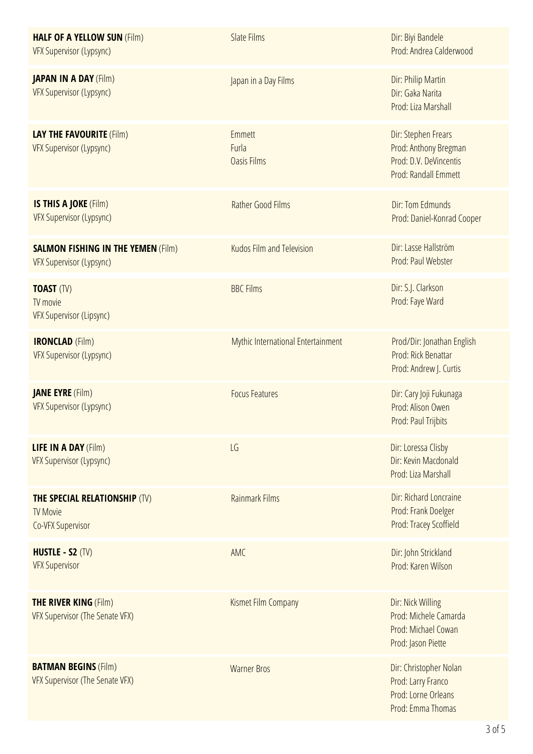| | | |
|---|---|---|
| **HALF OF A YELLOW SUN** (Film)<br>VFX Supervisor (Lypsync) | Slate Films | Dir: Biyi Bandele<br>Prod: Andrea Calderwood |
| **JAPAN IN A DAY** (Film)<br>VFX Supervisor (Lypsync) | Japan in a Day Films | Dir: Philip Martin<br>Dir: Gaka Narita<br>Prod: Liza Marshall |
| **LAY THE FAVOURITE** (Film)<br>VFX Supervisor (Lypsync) | Emmett<br>Furla<br>Oasis Films | Dir: Stephen Frears<br>Prod: Anthony Bregman<br>Prod: D.V. DeVincentis<br>Prod: Randall Emmett |
| **IS THIS A JOKE** (Film)<br>VFX Supervisor (Lypsync) | Rather Good Films | Dir: Tom Edmunds<br>Prod: Daniel-Konrad Cooper |
| **SALMON FISHING IN THE YEMEN** (Film)<br>VFX Supervisor (Lypsync) | Kudos Film and Television | Dir: Lasse Hallström<br>Prod: Paul Webster |
| **TOAST** (TV)<br>TV movie<br>VFX Supervisor (Lipsync) | BBC Films | Dir: S.J. Clarkson<br>Prod: Faye Ward |
| **IRONCLAD** (Film)<br>VFX Supervisor (Lypsync) | Mythic International Entertainment | Prod/Dir: Jonathan English<br>Prod: Rick Benattar<br>Prod: Andrew J. Curtis |
| **JANE EYRE** (Film)<br>VFX Supervisor (Lypsync) | Focus Features | Dir: Cary Joji Fukunaga<br>Prod: Alison Owen<br>Prod: Paul Trijbits |
| **LIFE IN A DAY** (Film)<br>VFX Supervisor (Lypsync) | LG | Dir: Loressa Clisby<br>Dir: Kevin Macdonald<br>Prod: Liza Marshall |
| **THE SPECIAL RELATIONSHIP** (TV)<br>TV Movie<br>Co-VFX Supervisor | Rainmark Films | Dir: Richard Loncraine<br>Prod: Frank Doelger<br>Prod: Tracey Scoffield |
| **HUSTLE - S2** (TV)<br>VFX Supervisor | AMC | Dir: John Strickland<br>Prod: Karen Wilson |
| **THE RIVER KING** (Film)<br>VFX Supervisor (The Senate VFX) | Kismet Film Company | Dir: Nick Willing<br>Prod: Michele Camarda<br>Prod: Michael Cowan<br>Prod: Jason Piette |
| **BATMAN BEGINS** (Film)<br>VFX Supervisor (The Senate VFX) | Warner Bros | Dir: Christopher Nolan<br>Prod: Larry Franco<br>Prod: Lorne Orleans<br>Prod: Emma Thomas |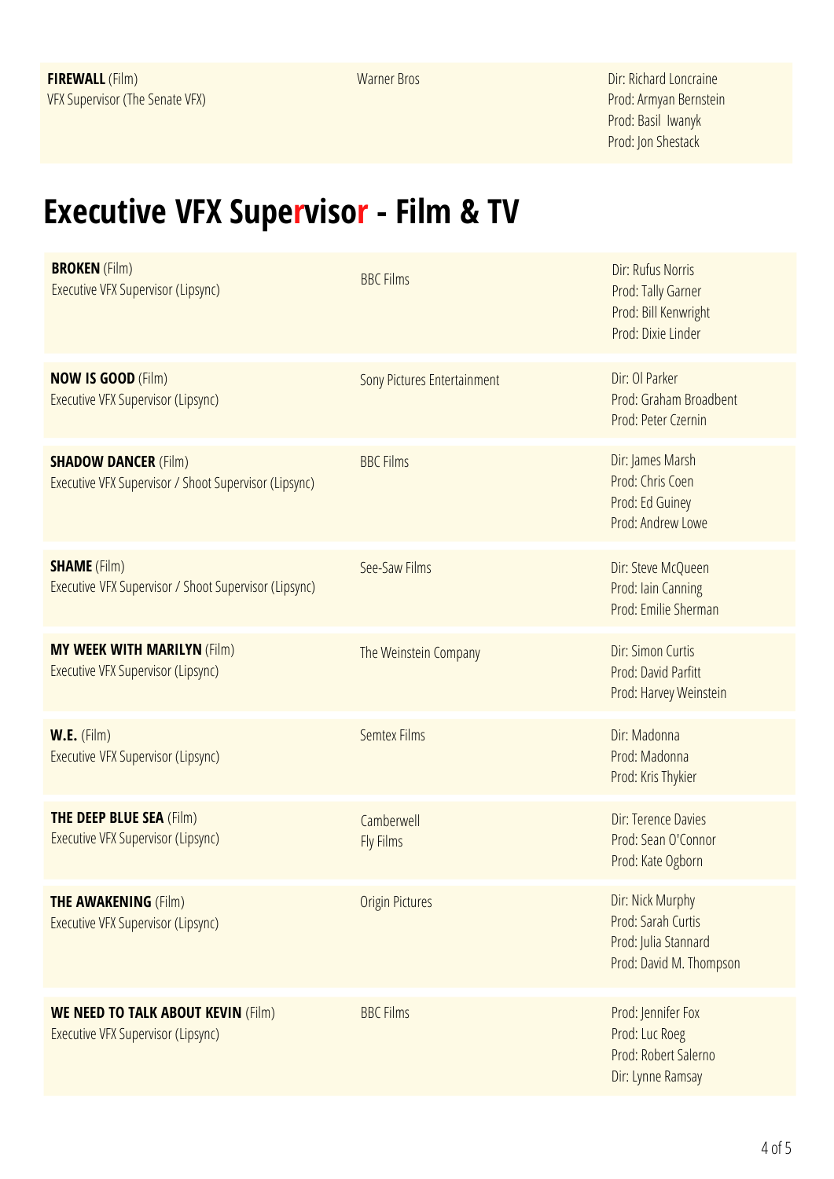| | | |
|---|---|---|
| **FIREWALL** (Film)<br>VFX Supervisor (The Senate VFX) | Warner Bros | Dir: Richard Loncraine<br>Prod: Armyan Bernstein<br>Prod: Basil Iwanyk<br>Prod: Jon Shestack |

# Executive VFX Supervisor - Film & TV

| | | |
|---|---|---|
| **BROKEN** (Film)<br>Executive VFX Supervisor (Lipsync) | BBC Films | Dir: Rufus Norris<br>Prod: Tally Garner<br>Prod: Bill Kenwright<br>Prod: Dixie Linder |
| **NOW IS GOOD** (Film)<br>Executive VFX Supervisor (Lipsync) | Sony Pictures Entertainment | Dir: Ol Parker<br>Prod: Graham Broadbent<br>Prod: Peter Czernin |
| **SHADOW DANCER** (Film)<br>Executive VFX Supervisor / Shoot Supervisor (Lipsync) | BBC Films | Dir: James Marsh<br>Prod: Chris Coen<br>Prod: Ed Guiney<br>Prod: Andrew Lowe |
| **SHAME** (Film)<br>Executive VFX Supervisor / Shoot Supervisor (Lipsync) | See-Saw Films | Dir: Steve McQueen<br>Prod: Iain Canning<br>Prod: Emilie Sherman |
| **MY WEEK WITH MARILYN** (Film)<br>Executive VFX Supervisor (Lipsync) | The Weinstein Company | Dir: Simon Curtis<br>Prod: David Parfitt<br>Prod: Harvey Weinstein |
| **W.E.** (Film)<br>Executive VFX Supervisor (Lipsync) | Semtex Films | Dir: Madonna<br>Prod: Madonna<br>Prod: Kris Thykier |
| **THE DEEP BLUE SEA** (Film)<br>Executive VFX Supervisor (Lipsync) | Camberwell<br>Fly Films | Dir: Terence Davies<br>Prod: Sean O'Connor<br>Prod: Kate Ogborn |
| **THE AWAKENING** (Film)<br>Executive VFX Supervisor (Lipsync) | Origin Pictures | Dir: Nick Murphy<br>Prod: Sarah Curtis<br>Prod: Julia Stannard<br>Prod: David M. Thompson |
| **WE NEED TO TALK ABOUT KEVIN** (Film)<br>Executive VFX Supervisor (Lipsync) | BBC Films | Prod: Jennifer Fox<br>Prod: Luc Roeg<br>Prod: Robert Salerno<br>Dir: Lynne Ramsay |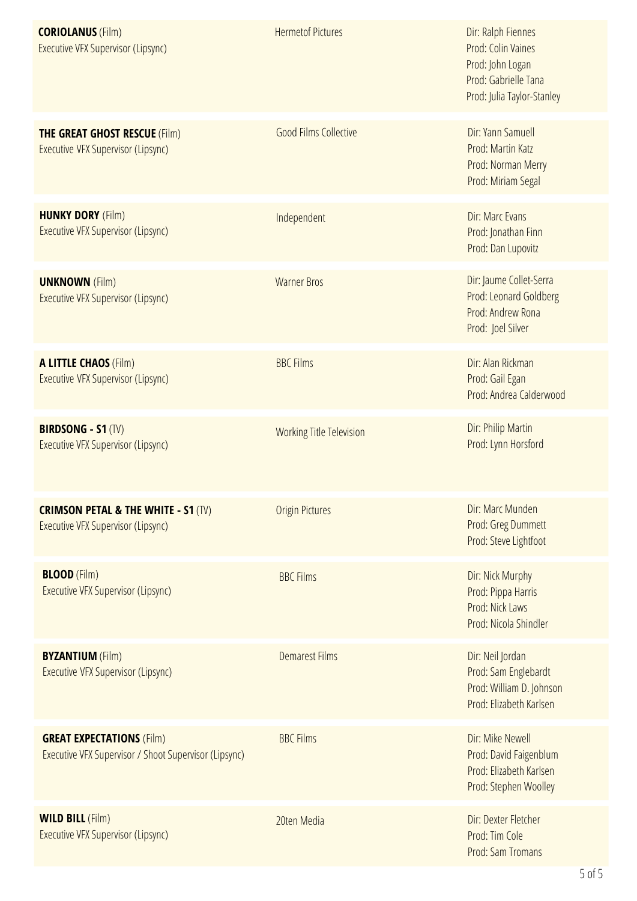| | | |
|---|---|---|
| **CORIOLANUS** (Film)<br>Executive VFX Supervisor (Lipsync) | Hermetof Pictures | Dir: Ralph Fiennes<br>Prod: Colin Vaines<br>Prod: John Logan<br>Prod: Gabrielle Tana<br>Prod: Julia Taylor-Stanley |
| **THE GREAT GHOST RESCUE** (Film)<br>Executive VFX Supervisor (Lipsync) | Good Films Collective | Dir: Yann Samuell<br>Prod: Martin Katz<br>Prod: Norman Merry<br>Prod: Miriam Segal |
| **HUNKY DORY** (Film)<br>Executive VFX Supervisor (Lipsync) | Independent | Dir: Marc Evans<br>Prod: Jonathan Finn<br>Prod: Dan Lupovitz |
| **UNKNOWN** (Film)<br>Executive VFX Supervisor (Lipsync) | Warner Bros | Dir: Jaume Collet-Serra<br>Prod: Leonard Goldberg<br>Prod: Andrew Rona<br>Prod: Joel Silver |
| **A LITTLE CHAOS** (Film)<br>Executive VFX Supervisor (Lipsync) | BBC Films | Dir: Alan Rickman<br>Prod: Gail Egan<br>Prod: Andrea Calderwood |
| **BIRDSONG - S1** (TV)<br>Executive VFX Supervisor (Lipsync) | Working Title Television | Dir: Philip Martin<br>Prod: Lynn Horsford |
| **CRIMSON PETAL & THE WHITE - S1** (TV)<br>Executive VFX Supervisor (Lipsync) | Origin Pictures | Dir: Marc Munden<br>Prod: Greg Dummett<br>Prod: Steve Lightfoot |
| **BLOOD** (Film)<br>Executive VFX Supervisor (Lipsync) | BBC Films | Dir: Nick Murphy<br>Prod: Pippa Harris<br>Prod: Nick Laws<br>Prod: Nicola Shindler |
| **BYZANTIUM** (Film)<br>Executive VFX Supervisor (Lipsync) | Demarest Films | Dir: Neil Jordan<br>Prod: Sam Englebardt<br>Prod: William D. Johnson<br>Prod: Elizabeth Karlsen |
| **GREAT EXPECTATIONS** (Film)<br>Executive VFX Supervisor / Shoot Supervisor (Lipsync) | BBC Films | Dir: Mike Newell<br>Prod: David Faigenblum<br>Prod: Elizabeth Karlsen<br>Prod: Stephen Woolley |
| **WILD BILL** (Film)<br>Executive VFX Supervisor (Lipsync) | 20ten Media | Dir: Dexter Fletcher<br>Prod: Tim Cole<br>Prod: Sam Tromans |